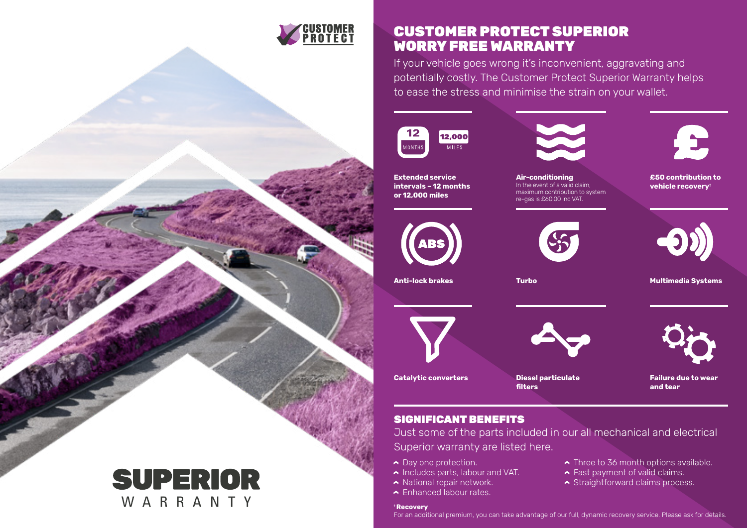CUSTOMER PROTECT

# SUPERIOR
WARRANTY

## CUSTOMER PROTECT SUPERIOR WORRY FREE WARRANTY

If your vehicle goes wrong it's inconvenient, aggravating and potentially costly. The Customer Protect Superior Warranty helps to ease the stress and minimise the strain on your wallet.

12 MONTHS | 12,000 MILES

**Extended service intervals – 12 months or 12,000 miles**

**Air-conditioning**
In the event of a valid claim, maximum contribution to system re-gas is £60.00 inc VAT.

**£50 contribution to vehicle recovery†**

**Anti-lock brakes**

**Turbo**

**Multimedia Systems**

**Catalytic converters**

**Diesel particulate filters**

**Failure due to wear and tear**

## SIGNIFICANT BENEFITS

Just some of the parts included in our all mechanical and electrical Superior warranty are listed here.

- Day one protection.
- Includes parts, labour and VAT.
- National repair network.
- Enhanced labour rates.
- Three to 36 month options available.
- Fast payment of valid claims.
- Straightforward claims process.

**†Recovery**
For an additional premium, you can take advantage of our full, dynamic recovery service. Please ask for details.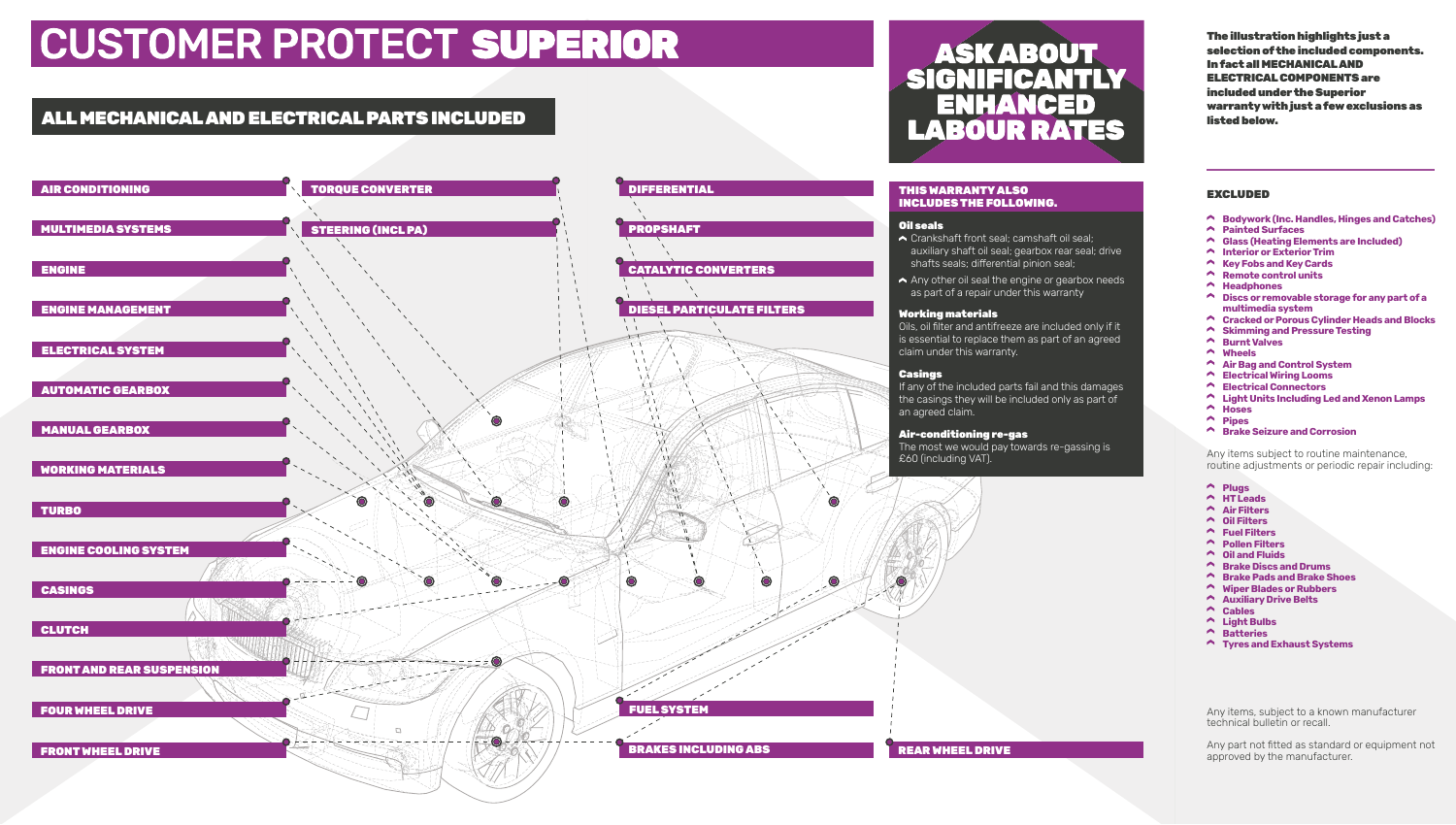# CUSTOMER PROTECT **SUPERIOR**

## ALL MECHANICAL AND ELECTRICAL PARTS INCLUDED

- AIR CONDITIONING
- MULTIMEDIA SYSTEMS
- ENGINE
- ENGINE MANAGEMENT
- ELECTRICAL SYSTEM
- AUTOMATIC GEARBOX
- MANUAL GEARBOX
- WORKING MATERIALS
- TURBO
- ENGINE COOLING SYSTEM
- CASINGS
- CLUTCH
- FRONT AND REAR SUSPENSION
- FOUR WHEEL DRIVE
- FRONT WHEEL DRIVE
- TORQUE CONVERTER
- STEERING (INCL PA)
- DIFFERENTIAL
- PROPSHAFT
- CATALYTIC CONVERTERS
- DIESEL PARTICULATE FILTERS
- FUEL SYSTEM
- BRAKES INCLUDING ABS
- REAR WHEEL DRIVE

## ASK ABOUT SIGNIFICANTLY ENHANCED LABOUR RATES

### THIS WARRANTY ALSO INCLUDES THE FOLLOWING.

**Oil seals**

- Crankshaft front seal; camshaft oil seal; auxiliary shaft oil seal; gearbox rear seal; drive shafts seals; differential pinion seal;
- Any other oil seal the engine or gearbox needs as part of a repair under this warranty

**Working materials**

Oils, oil filter and antifreeze are included only if it is essential to replace them as part of an agreed claim under this warranty.

**Casings**

If any of the included parts fail and this damages the casings they will be included only as part of an agreed claim.

**Air-conditioning re-gas**

The most we would pay towards re-gassing is £60 (including VAT).

**The illustration highlights just a selection of the included components. In fact all MECHANICAL AND ELECTRICAL COMPONENTS are included under the Superior warranty with just a few exclusions as listed below.**

### EXCLUDED

- Bodywork (Inc. Handles, Hinges and Catches)
- Painted Surfaces
- Glass (Heating Elements are Included)
- Interior or Exterior Trim
- Key Fobs and Key Cards
- Remote control units
- Headphones
- Discs or removable storage for any part of a multimedia system
- Cracked or Porous Cylinder Heads and Blocks
- Skimming and Pressure Testing
- Burnt Valves
- Wheels
- Air Bag and Control System
- Electrical Wiring Looms
- Electrical Connectors
- Light Units Including Led and Xenon Lamps
- Hoses
- Pipes
- Brake Seizure and Corrosion

Any items subject to routine maintenance, routine adjustments or periodic repair including:

- Plugs
- HT Leads
- Air Filters
- Oil Filters
- Fuel Filters
- Pollen Filters
- Oil and Fluids
- Brake Discs and Drums
- Brake Pads and Brake Shoes
- Wiper Blades or Rubbers
- Auxiliary Drive Belts
- Cables
- Light Bulbs
- Batteries
- Tyres and Exhaust Systems

Any items, subject to a known manufacturer technical bulletin or recall.

Any part not fitted as standard or equipment not approved by the manufacturer.